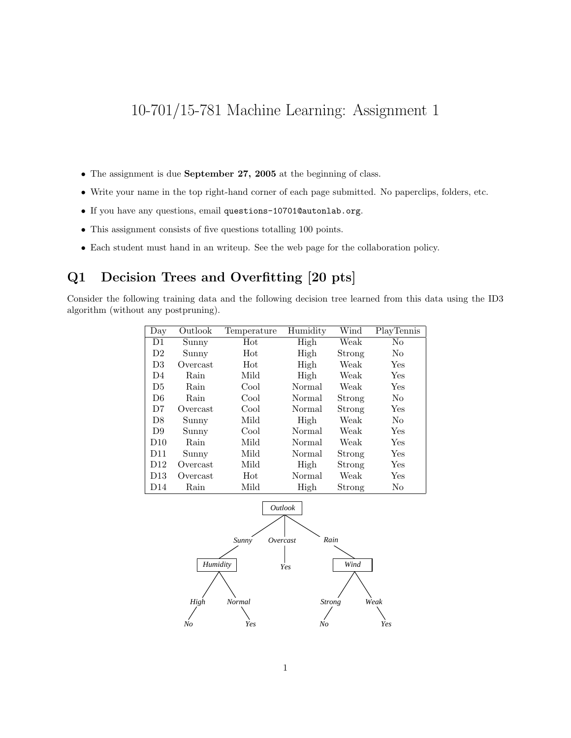# 10-701/15-781 Machine Learning: Assignment 1

- The assignment is due **September 27, 2005** at the beginning of class.
- Write your name in the top right-hand corner of each page submitted. No paperclips, folders, etc.
- If you have any questions, email `questions-10701@autonlab.org`.
- This assignment consists of five questions totalling 100 points.
- Each student must hand in an writeup. See the web page for the collaboration policy.

## Q1 Decision Trees and Overfitting [20 pts]

Consider the following training data and the following decision tree learned from this data using the ID3 algorithm (without any postpruning).

| Day | Outlook | Temperature | Humidity | Wind | PlayTennis |
|---|---|---|---|---|---|
| D1 | Sunny | Hot | High | Weak | No |
| D2 | Sunny | Hot | High | Strong | No |
| D3 | Overcast | Hot | High | Weak | Yes |
| D4 | Rain | Mild | High | Weak | Yes |
| D5 | Rain | Cool | Normal | Weak | Yes |
| D6 | Rain | Cool | Normal | Strong | No |
| D7 | Overcast | Cool | Normal | Strong | Yes |
| D8 | Sunny | Mild | High | Weak | No |
| D9 | Sunny | Cool | Normal | Weak | Yes |
| D10 | Rain | Mild | Normal | Weak | Yes |
| D11 | Sunny | Mild | Normal | Strong | Yes |
| D12 | Overcast | Mild | High | Strong | Yes |
| D13 | Overcast | Hot | Normal | Weak | Yes |
| D14 | Rain | Mild | High | Strong | No |

```
Outlook
├── Sunny → Humidity
│     ├── High → No
│     └── Normal → Yes
├── Overcast → Yes
└── Rain → Wind
      ├── Strong → No
      └── Weak → Yes
```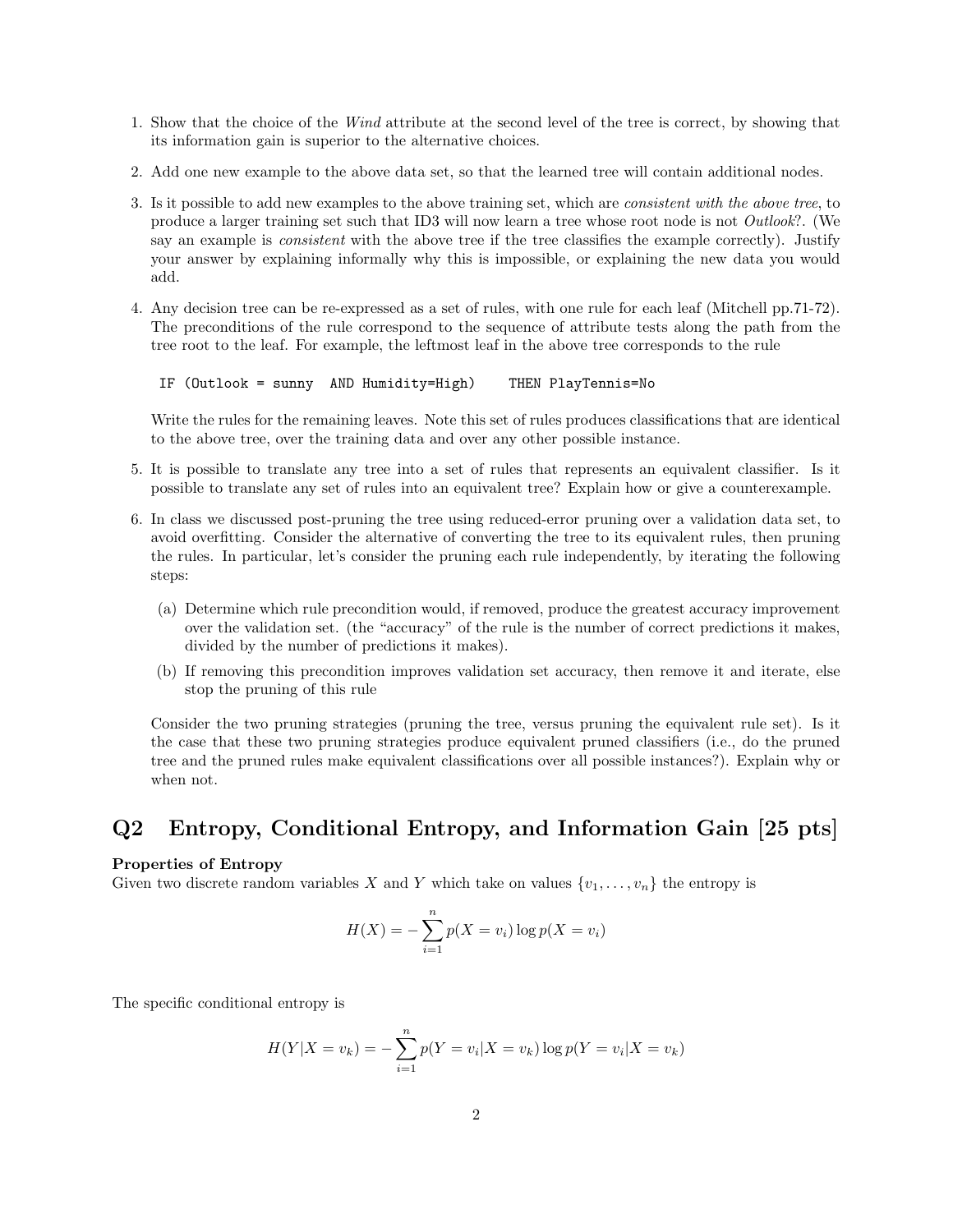1. Show that the choice of the *Wind* attribute at the second level of the tree is correct, by showing that its information gain is superior to the alternative choices.

2. Add one new example to the above data set, so that the learned tree will contain additional nodes.

3. Is it possible to add new examples to the above training set, which are *consistent with the above tree*, to produce a larger training set such that ID3 will now learn a tree whose root node is not *Outlook?*. (We say an example is *consistent* with the above tree if the tree classifies the example correctly). Justify your answer by explaining informally why this is impossible, or explaining the new data you would add.

4. Any decision tree can be re-expressed as a set of rules, with one rule for each leaf (Mitchell pp.71-72). The preconditions of the rule correspond to the sequence of attribute tests along the path from the tree root to the leaf. For example, the leftmost leaf in the above tree corresponds to the rule

   ```
   IF (Outlook = sunny  AND Humidity=High)    THEN PlayTennis=No
   ```

   Write the rules for the remaining leaves. Note this set of rules produces classifications that are identical to the above tree, over the training data and over any other possible instance.

5. It is possible to translate any tree into a set of rules that represents an equivalent classifier. Is it possible to translate any set of rules into an equivalent tree? Explain how or give a counterexample.

6. In class we discussed post-pruning the tree using reduced-error pruning over a validation data set, to avoid overfitting. Consider the alternative of converting the tree to its equivalent rules, then pruning the rules. In particular, let's consider the pruning each rule independently, by iterating the following steps:

   (a) Determine which rule precondition would, if removed, produce the greatest accuracy improvement over the validation set. (the "accuracy" of the rule is the number of correct predictions it makes, divided by the number of predictions it makes).

   (b) If removing this precondition improves validation set accuracy, then remove it and iterate, else stop the pruning of this rule

   Consider the two pruning strategies (pruning the tree, versus pruning the equivalent rule set). Is it the case that these two pruning strategies produce equivalent pruned classifiers (i.e., do the pruned tree and the pruned rules make equivalent classifications over all possible instances?). Explain why or when not.

## Q2 Entropy, Conditional Entropy, and Information Gain [25 pts]

**Properties of Entropy**

Given two discrete random variables $X$ and $Y$ which take on values $\{v_1, \ldots, v_n\}$ the entropy is

$$H(X) = -\sum_{i=1}^{n} p(X = v_i) \log p(X = v_i)$$

The specific conditional entropy is

$$H(Y|X = v_k) = -\sum_{i=1}^{n} p(Y = v_i|X = v_k) \log p(Y = v_i|X = v_k)$$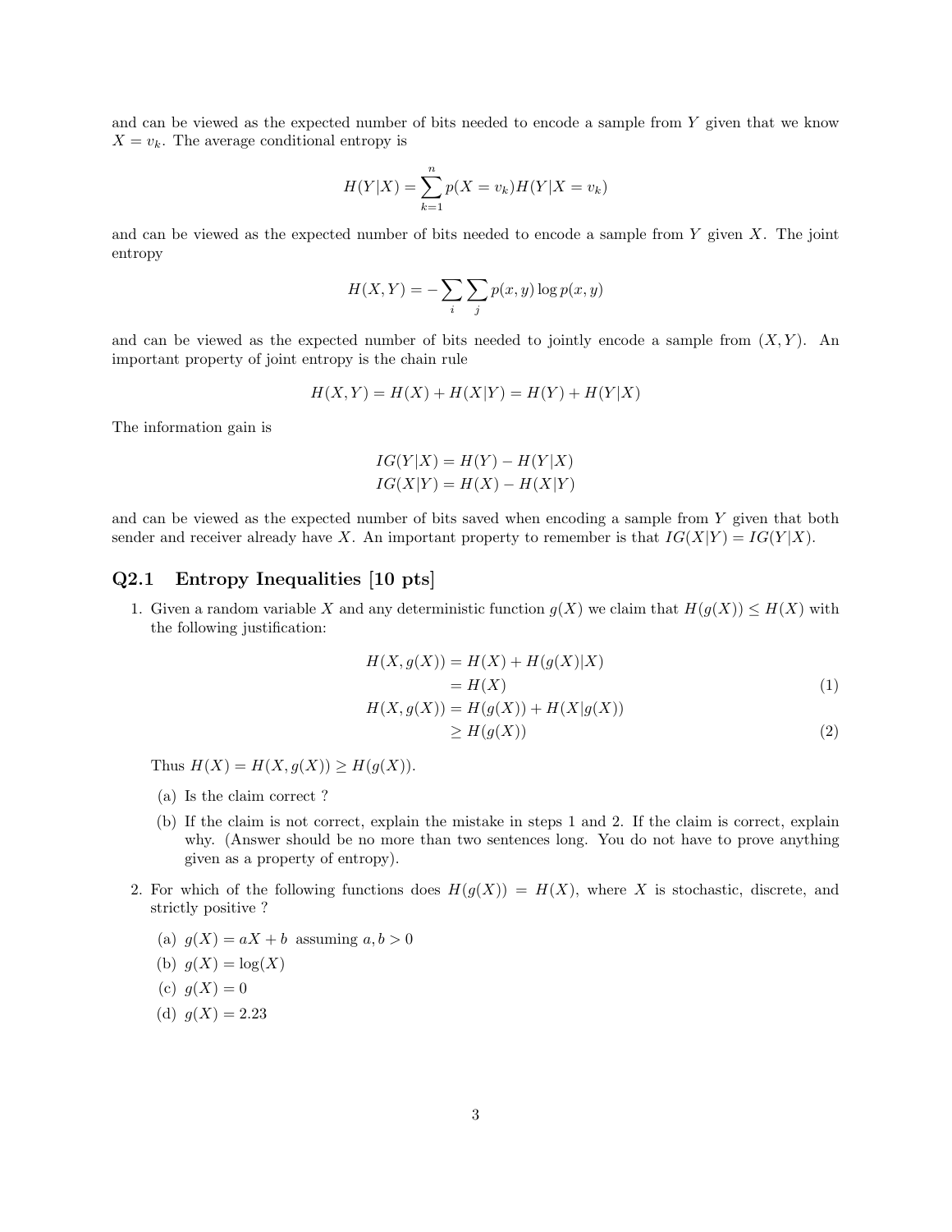and can be viewed as the expected number of bits needed to encode a sample from $Y$ given that we know $X = v_k$. The average conditional entropy is

$$H(Y|X) = \sum_{k=1}^{n} p(X = v_k) H(Y|X = v_k)$$

and can be viewed as the expected number of bits needed to encode a sample from $Y$ given $X$. The joint entropy

$$H(X,Y) = -\sum_i \sum_j p(x,y) \log p(x,y)$$

and can be viewed as the expected number of bits needed to jointly encode a sample from $(X,Y)$. An important property of joint entropy is the chain rule

$$H(X,Y) = H(X) + H(X|Y) = H(Y) + H(Y|X)$$

The information gain is

$$IG(Y|X) = H(Y) - H(Y|X)$$
$$IG(X|Y) = H(X) - H(X|Y)$$

and can be viewed as the expected number of bits saved when encoding a sample from $Y$ given that both sender and receiver already have $X$. An important property to remember is that $IG(X|Y) = IG(Y|X)$.

## Q2.1 Entropy Inequalities [10 pts]

1. Given a random variable $X$ and any deterministic function $g(X)$ we claim that $H(g(X)) \le H(X)$ with the following justification:

$$\begin{aligned} H(X, g(X)) &= H(X) + H(g(X)|X) \\ &= H(X) \qquad (1) \\ H(X, g(X)) &= H(g(X)) + H(X|g(X)) \\ &\ge H(g(X)) \qquad (2) \end{aligned}$$

   Thus $H(X) = H(X, g(X)) \ge H(g(X))$.

   (a) Is the claim correct ?

   (b) If the claim is not correct, explain the mistake in steps 1 and 2. If the claim is correct, explain why. (Answer should be no more than two sentences long. You do not have to prove anything given as a property of entropy).

2. For which of the following functions does $H(g(X)) = H(X)$, where $X$ is stochastic, discrete, and strictly positive ?

   (a) $g(X) = aX + b$ assuming $a, b > 0$

   (b) $g(X) = \log(X)$

   (c) $g(X) = 0$

   (d) $g(X) = 2.23$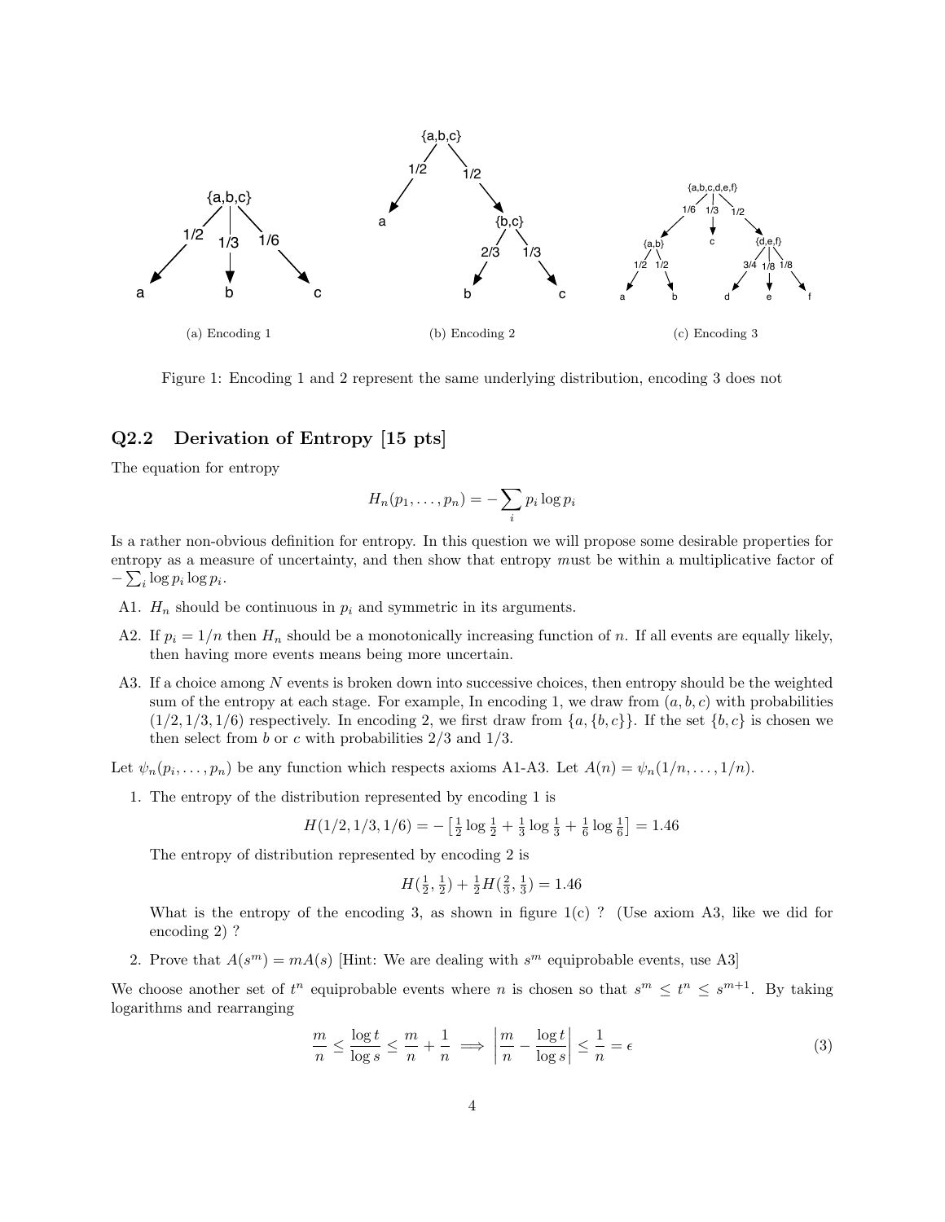(a) Encoding 1

(b) Encoding 2

(c) Encoding 3

Figure 1: Encoding 1 and 2 represent the same underlying distribution, encoding 3 does not

## Q2.2 Derivation of Entropy [15 pts]

The equation for entropy

$$H_n(p_1, \ldots, p_n) = -\sum_i p_i \log p_i$$

Is a rather non-obvious definition for entropy. In this question we will propose some desirable properties for entropy as a measure of uncertainty, and then show that entropy *m*ust be within a multiplicative factor of $-\sum_i \log p_i \log p_i$.

- A1. $H_n$ should be continuous in $p_i$ and symmetric in its arguments.
- A2. If $p_i = 1/n$ then $H_n$ should be a monotonically increasing function of $n$. If all events are equally likely, then having more events means being more uncertain.
- A3. If a choice among $N$ events is broken down into successive choices, then entropy should be the weighted sum of the entropy at each stage. For example, In encoding 1, we draw from $(a, b, c)$ with probabilities $(1/2, 1/3, 1/6)$ respectively. In encoding 2, we first draw from $\{a, \{b, c\}\}$. If the set $\{b, c\}$ is chosen we then select from $b$ or $c$ with probabilities $2/3$ and $1/3$.

Let $\psi_n(p_i, \ldots, p_n)$ be any function which respects axioms A1-A3. Let $A(n) = \psi_n(1/n, \ldots, 1/n)$.

1. The entropy of the distribution represented by encoding 1 is

   $$H(1/2, 1/3, 1/6) = -\left[\tfrac{1}{2}\log\tfrac{1}{2} + \tfrac{1}{3}\log\tfrac{1}{3} + \tfrac{1}{6}\log\tfrac{1}{6}\right] = 1.46$$

   The entropy of distribution represented by encoding 2 is

   $$H(\tfrac{1}{2}, \tfrac{1}{2}) + \tfrac{1}{2}H(\tfrac{2}{3}, \tfrac{1}{3}) = 1.46$$

   What is the entropy of the encoding 3, as shown in figure 1(c) ? (Use axiom A3, like we did for encoding 2) ?

2. Prove that $A(s^m) = mA(s)$ [Hint: We are dealing with $s^m$ equiprobable events, use A3]

We choose another set of $t^n$ equiprobable events where $n$ is chosen so that $s^m \leq t^n \leq s^{m+1}$. By taking logarithms and rearranging

$$\frac{m}{n} \leq \frac{\log t}{\log s} \leq \frac{m}{n} + \frac{1}{n} \implies \left|\frac{m}{n} - \frac{\log t}{\log s}\right| \leq \frac{1}{n} = \epsilon \tag{3}$$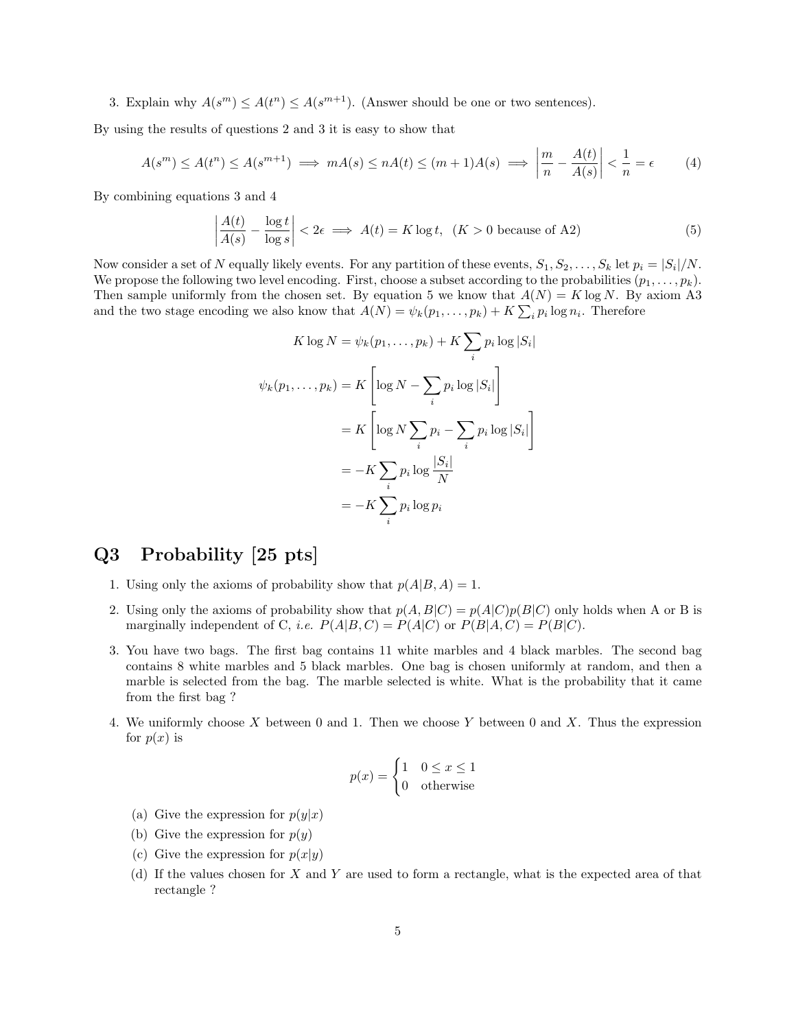3. Explain why $A(s^m) \leq A(t^n) \leq A(s^{m+1})$. (Answer should be one or two sentences).

By using the results of questions 2 and 3 it is easy to show that

$$A(s^m) \leq A(t^n) \leq A(s^{m+1}) \implies mA(s) \leq nA(t) \leq (m+1)A(s) \implies \left| \frac{m}{n} - \frac{A(t)}{A(s)} \right| < \frac{1}{n} = \epsilon \tag{4}$$

By combining equations 3 and 4

$$\left| \frac{A(t)}{A(s)} - \frac{\log t}{\log s} \right| < 2\epsilon \implies A(t) = K \log t, \quad (K > 0 \text{ because of A2}) \tag{5}$$

Now consider a set of $N$ equally likely events. For any partition of these events, $S_1, S_2, \ldots, S_k$ let $p_i = |S_i|/N$. We propose the following two level encoding. First, choose a subset according to the probabilities $(p_1, \ldots, p_k)$. Then sample uniformly from the chosen set. By equation 5 we know that $A(N) = K \log N$. By axiom A3 and the two stage encoding we also know that $A(N) = \psi_k(p_1, \ldots, p_k) + K \sum_i p_i \log n_i$. Therefore

$$
\begin{aligned}
K \log N &= \psi_k(p_1, \ldots, p_k) + K \sum_i p_i \log |S_i| \\
\psi_k(p_1, \ldots, p_k) &= K \left[ \log N - \sum_i p_i \log |S_i| \right] \\
&= K \left[ \log N \sum_i p_i - \sum_i p_i \log |S_i| \right] \\
&= -K \sum_i p_i \log \frac{|S_i|}{N} \\
&= -K \sum_i p_i \log p_i
\end{aligned}
$$

# Q3 Probability [25 pts]

1. Using only the axioms of probability show that $p(A|B, A) = 1$.
2. Using only the axioms of probability show that $p(A, B|C) = p(A|C)p(B|C)$ only holds when A or B is marginally independent of C, *i.e.* $P(A|B, C) = P(A|C)$ or $P(B|A, C) = P(B|C)$.
3. You have two bags. The first bag contains 11 white marbles and 4 black marbles. The second bag contains 8 white marbles and 5 black marbles. One bag is chosen uniformly at random, and then a marble is selected from the bag. The marble selected is white. What is the probability that it came from the first bag ?
4. We uniformly choose $X$ between 0 and 1. Then we choose $Y$ between 0 and $X$. Thus the expression for $p(x)$ is

$$p(x) = \begin{cases} 1 & 0 \leq x \leq 1 \\ 0 & \text{otherwise} \end{cases}$$

   (a) Give the expression for $p(y|x)$

   (b) Give the expression for $p(y)$

   (c) Give the expression for $p(x|y)$

   (d) If the values chosen for $X$ and $Y$ are used to form a rectangle, what is the expected area of that rectangle ?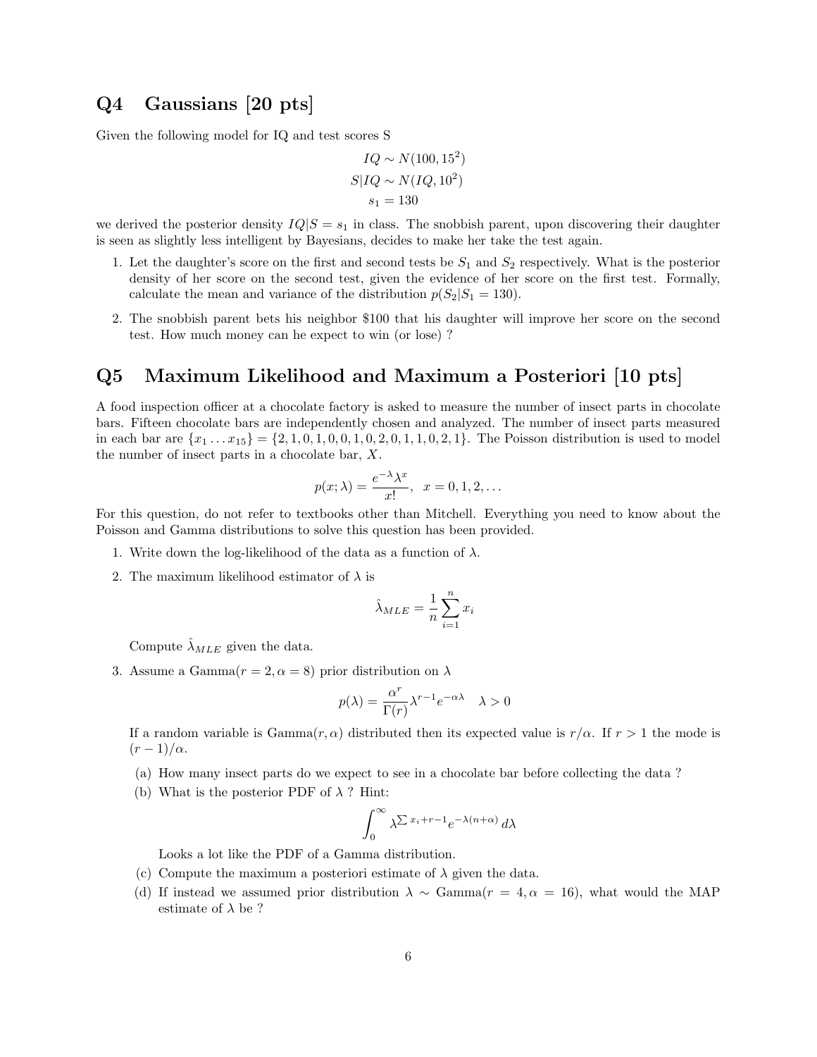## Q4 Gaussians [20 pts]

Given the following model for IQ and test scores S

$$IQ \sim N(100, 15^2)$$
$$S|IQ \sim N(IQ, 10^2)$$
$$s_1 = 130$$

we derived the posterior density $IQ|S = s_1$ in class. The snobbish parent, upon discovering their daughter is seen as slightly less intelligent by Bayesians, decides to make her take the test again.

1. Let the daughter's score on the first and second tests be $S_1$ and $S_2$ respectively. What is the posterior density of her score on the second test, given the evidence of her score on the first test. Formally, calculate the mean and variance of the distribution $p(S_2|S_1 = 130)$.

2. The snobbish parent bets his neighbor \$100 that his daughter will improve her score on the second test. How much money can he expect to win (or lose) ?

## Q5 Maximum Likelihood and Maximum a Posteriori [10 pts]

A food inspection officer at a chocolate factory is asked to measure the number of insect parts in chocolate bars. Fifteen chocolate bars are independently chosen and analyzed. The number of insect parts measured in each bar are $\{x_1 \dots x_{15}\} = \{2, 1, 0, 1, 0, 0, 1, 0, 2, 0, 1, 1, 0, 2, 1\}$. The Poisson distribution is used to model the number of insect parts in a chocolate bar, $X$.

$$p(x; \lambda) = \frac{e^{-\lambda}\lambda^x}{x!}, \quad x = 0, 1, 2, \dots$$

For this question, do not refer to textbooks other than Mitchell. Everything you need to know about the Poisson and Gamma distributions to solve this question has been provided.

1. Write down the log-likelihood of the data as a function of $\lambda$.

2. The maximum likelihood estimator of $\lambda$ is

$$\hat{\lambda}_{MLE} = \frac{1}{n}\sum_{i=1}^{n} x_i$$

   Compute $\hat{\lambda}_{MLE}$ given the data.

3. Assume a Gamma($r = 2, \alpha = 8$) prior distribution on $\lambda$

$$p(\lambda) = \frac{\alpha^r}{\Gamma(r)}\lambda^{r-1}e^{-\alpha\lambda} \quad \lambda > 0$$

   If a random variable is Gamma($r, \alpha$) distributed then its expected value is $r/\alpha$. If $r > 1$ the mode is $(r-1)/\alpha$.

   (a) How many insect parts do we expect to see in a chocolate bar before collecting the data ?

   (b) What is the posterior PDF of $\lambda$ ? Hint:

$$\int_0^\infty \lambda^{\sum x_i + r - 1} e^{-\lambda(n+\alpha)}\, d\lambda$$

   Looks a lot like the PDF of a Gamma distribution.

   (c) Compute the maximum a posteriori estimate of $\lambda$ given the data.

   (d) If instead we assumed prior distribution $\lambda \sim$ Gamma($r = 4, \alpha = 16$), what would the MAP estimate of $\lambda$ be ?